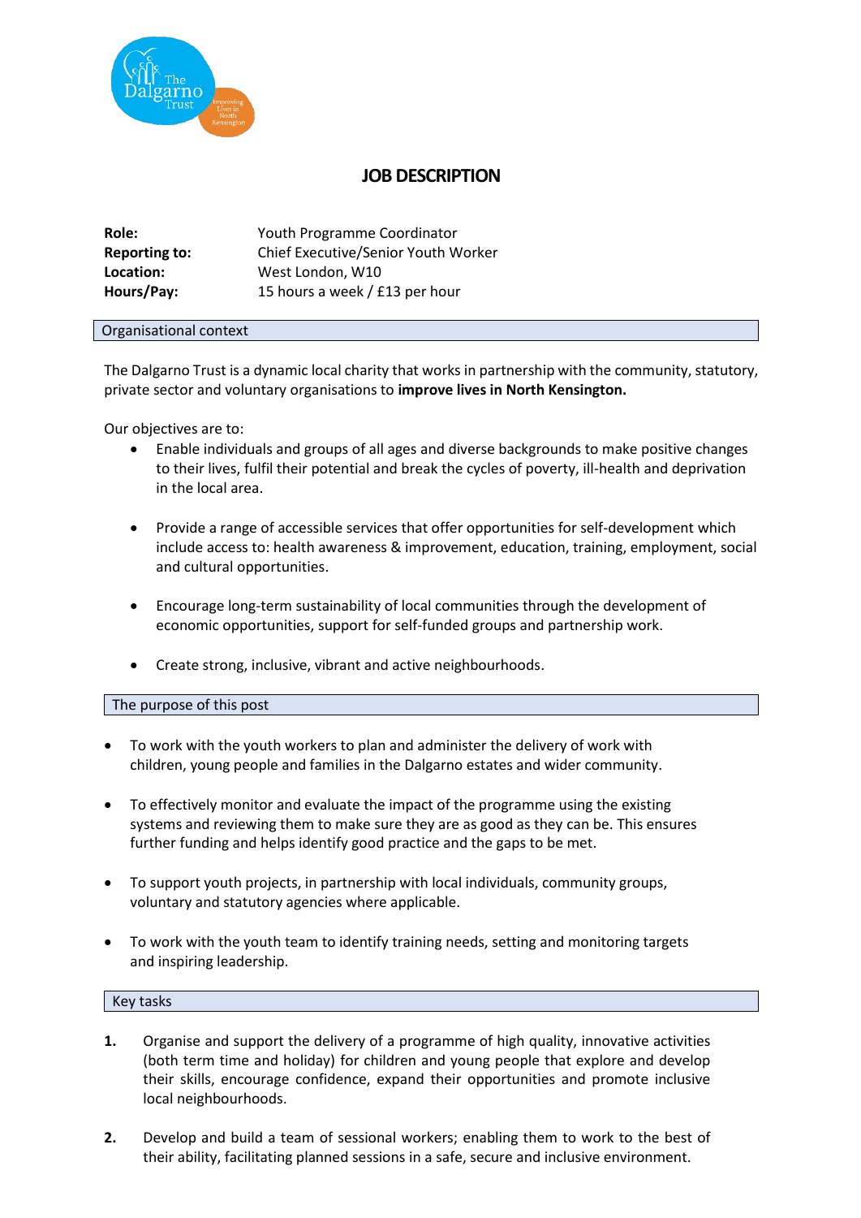# JOB DESCRIPTION

| | |
|---|---|
| **Role:** | Youth Programme Coordinator |
| **Reporting to:** | Chief Executive/Senior Youth Worker |
| **Location:** | West London, W10 |
| **Hours/Pay:** | 15 hours a week / £13 per hour |

## Organisational context

The Dalgarno Trust is a dynamic local charity that works in partnership with the community, statutory, private sector and voluntary organisations to **improve lives in North Kensington.**

Our objectives are to:

- Enable individuals and groups of all ages and diverse backgrounds to make positive changes to their lives, fulfil their potential and break the cycles of poverty, ill-health and deprivation in the local area.
- Provide a range of accessible services that offer opportunities for self-development which include access to: health awareness & improvement, education, training, employment, social and cultural opportunities.
- Encourage long-term sustainability of local communities through the development of economic opportunities, support for self-funded groups and partnership work.
- Create strong, inclusive, vibrant and active neighbourhoods.

## The purpose of this post

- To work with the youth workers to plan and administer the delivery of work with children, young people and families in the Dalgarno estates and wider community.
- To effectively monitor and evaluate the impact of the programme using the existing systems and reviewing them to make sure they are as good as they can be. This ensures further funding and helps identify good practice and the gaps to be met.
- To support youth projects, in partnership with local individuals, community groups, voluntary and statutory agencies where applicable.
- To work with the youth team to identify training needs, setting and monitoring targets and inspiring leadership.

## Key tasks

1. Organise and support the delivery of a programme of high quality, innovative activities (both term time and holiday) for children and young people that explore and develop their skills, encourage confidence, expand their opportunities and promote inclusive local neighbourhoods.
2. Develop and build a team of sessional workers; enabling them to work to the best of their ability, facilitating planned sessions in a safe, secure and inclusive environment.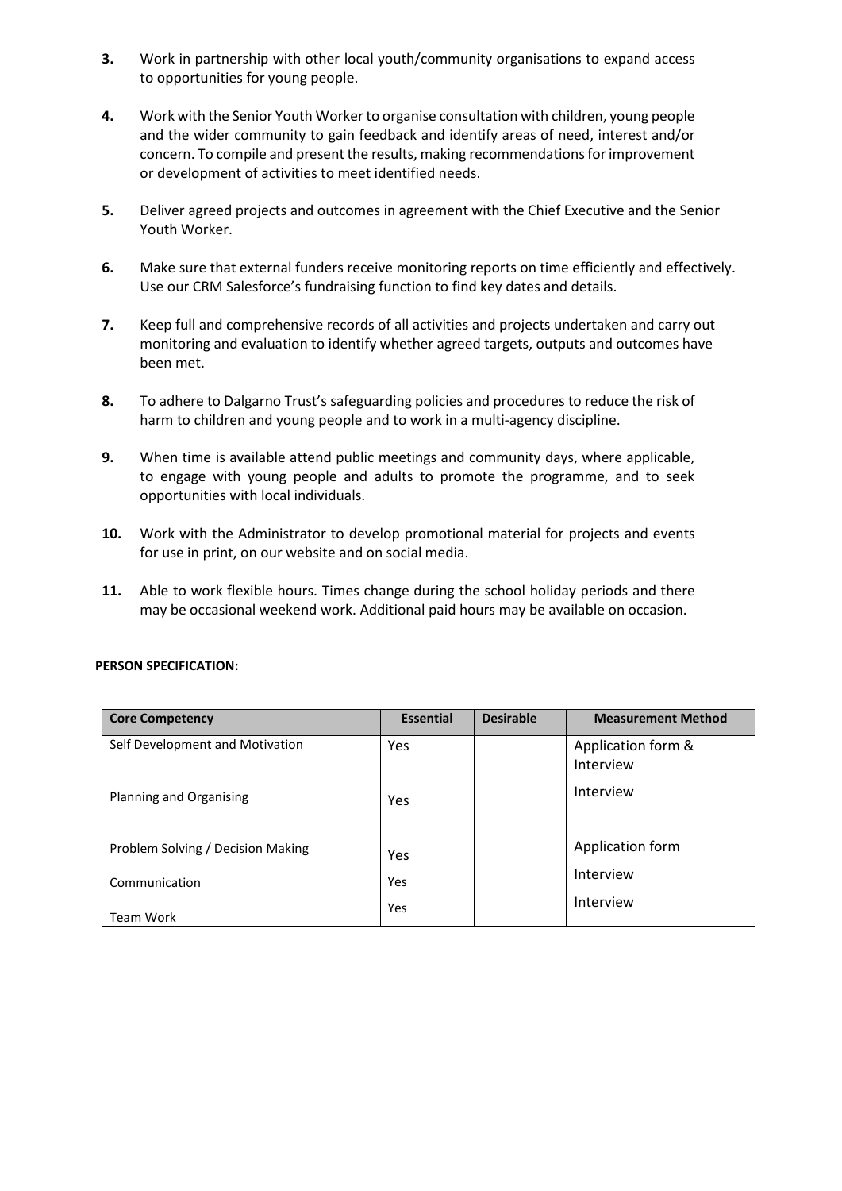3. Work in partnership with other local youth/community organisations to expand access to opportunities for young people.

4. Work with the Senior Youth Worker to organise consultation with children, young people and the wider community to gain feedback and identify areas of need, interest and/or concern. To compile and present the results, making recommendations for improvement or development of activities to meet identified needs.

5. Deliver agreed projects and outcomes in agreement with the Chief Executive and the Senior Youth Worker.

6. Make sure that external funders receive monitoring reports on time efficiently and effectively. Use our CRM Salesforce's fundraising function to find key dates and details.

7. Keep full and comprehensive records of all activities and projects undertaken and carry out monitoring and evaluation to identify whether agreed targets, outputs and outcomes have been met.

8. To adhere to Dalgarno Trust's safeguarding policies and procedures to reduce the risk of harm to children and young people and to work in a multi-agency discipline.

9. When time is available attend public meetings and community days, where applicable, to engage with young people and adults to promote the programme, and to seek opportunities with local individuals.

10. Work with the Administrator to develop promotional material for projects and events for use in print, on our website and on social media.

11. Able to work flexible hours. Times change during the school holiday periods and there may be occasional weekend work. Additional paid hours may be available on occasion.

**PERSON SPECIFICATION:**

| Core Competency | Essential | Desirable | Measurement Method |
|---|---|---|---|
| Self Development and Motivation | Yes | | Application form & Interview |
| Planning and Organising | Yes | | Interview |
| Problem Solving / Decision Making | Yes | | Application form |
| Communication | Yes | | Interview |
| Team Work | Yes | | Interview |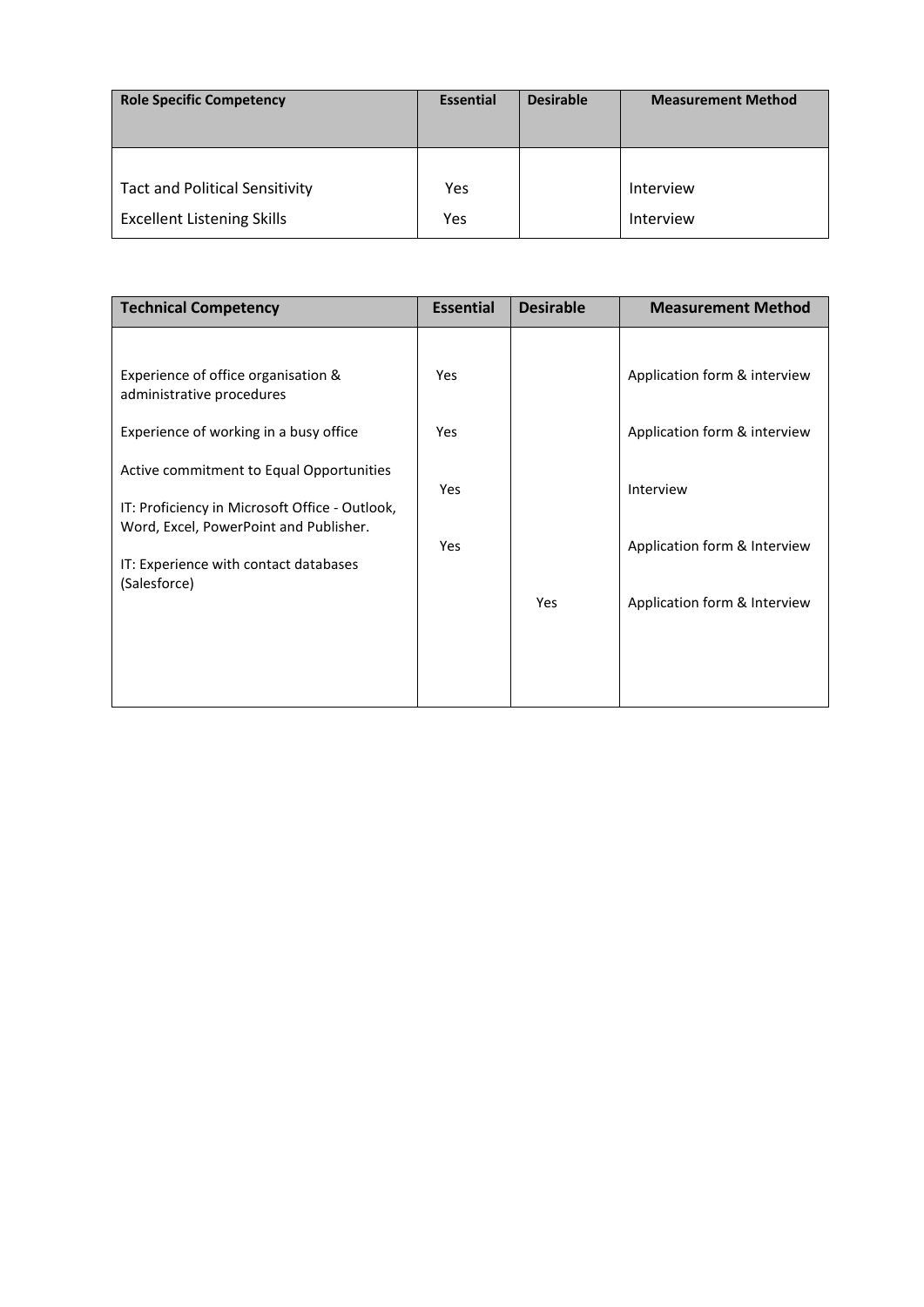| Role Specific Competency | Essential | Desirable | Measurement Method |
|---|---|---|---|
| Tact and Political Sensitivity | Yes | | Interview |
| Excellent Listening Skills | Yes | | Interview |

| Technical Competency | Essential | Desirable | Measurement Method |
|---|---|---|---|
| Experience of office organisation & administrative procedures | Yes | | Application form & interview |
| Experience of working in a busy office | Yes | | Application form & interview |
| Active commitment to Equal Opportunities | Yes | | Interview |
| IT: Proficiency in Microsoft Office - Outlook, Word, Excel, PowerPoint and Publisher. | Yes | | Application form & Interview |
| IT: Experience with contact databases (Salesforce) | | Yes | Application form & Interview |